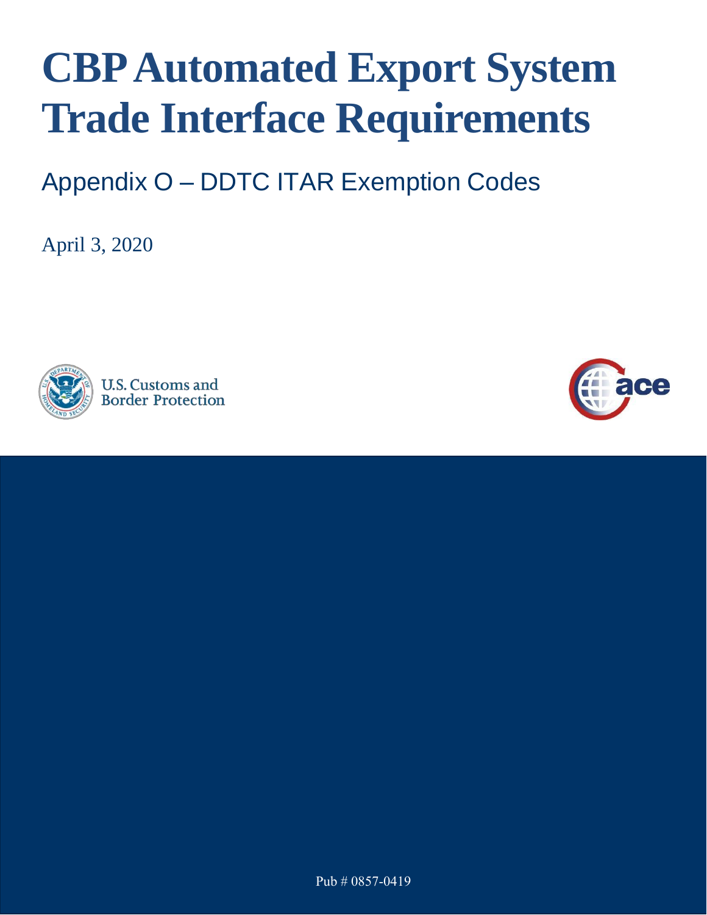# CBP Automated Export System Trade Interface Requirements

## Appendix O – DDTC ITAR Exemption Codes

April 3, 2020

U.S. Customs and Border Protection

Pub # 0857-0419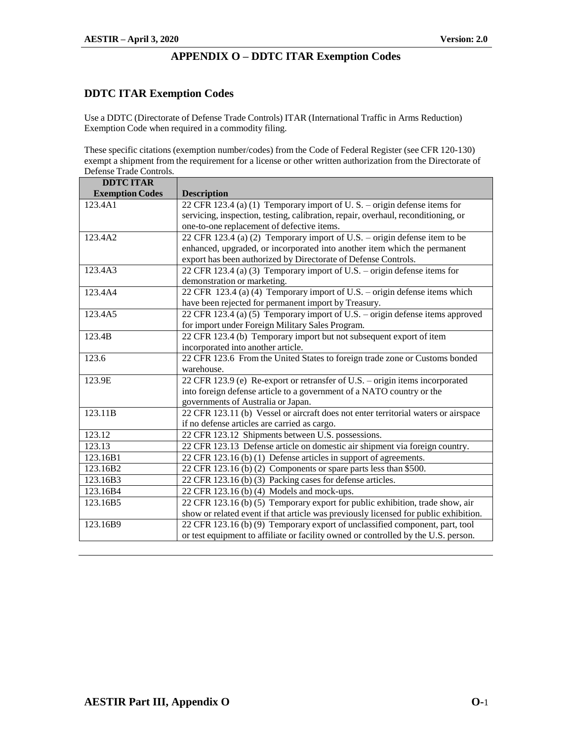# APPENDIX O – DDTC ITAR Exemption Codes

## DDTC ITAR Exemption Codes

Use a DDTC (Directorate of Defense Trade Controls) ITAR (International Traffic in Arms Reduction) Exemption Code when required in a commodity filing.

These specific citations (exemption number/codes) from the Code of Federal Register (see CFR 120-130) exempt a shipment from the requirement for a license or other written authorization from the Directorate of Defense Trade Controls.

| DDTC ITAR Exemption Codes | Description |
|---|---|
| 123.4A1 | 22 CFR 123.4 (a) (1) Temporary import of U. S. – origin defense items for servicing, inspection, testing, calibration, repair, overhaul, reconditioning, or one-to-one replacement of defective items. |
| 123.4A2 | 22 CFR 123.4 (a) (2) Temporary import of U.S. – origin defense item to be enhanced, upgraded, or incorporated into another item which the permanent export has been authorized by Directorate of Defense Controls. |
| 123.4A3 | 22 CFR 123.4 (a) (3) Temporary import of U.S. – origin defense items for demonstration or marketing. |
| 123.4A4 | 22 CFR 123.4 (a) (4) Temporary import of U.S. – origin defense items which have been rejected for permanent import by Treasury. |
| 123.4A5 | 22 CFR 123.4 (a) (5) Temporary import of U.S. – origin defense items approved for import under Foreign Military Sales Program. |
| 123.4B | 22 CFR 123.4 (b) Temporary import but not subsequent export of item incorporated into another article. |
| 123.6 | 22 CFR 123.6 From the United States to foreign trade zone or Customs bonded warehouse. |
| 123.9E | 22 CFR 123.9 (e) Re-export or retransfer of U.S. – origin items incorporated into foreign defense article to a government of a NATO country or the governments of Australia or Japan. |
| 123.11B | 22 CFR 123.11 (b) Vessel or aircraft does not enter territorial waters or airspace if no defense articles are carried as cargo. |
| 123.12 | 22 CFR 123.12 Shipments between U.S. possessions. |
| 123.13 | 22 CFR 123.13 Defense article on domestic air shipment via foreign country. |
| 123.16B1 | 22 CFR 123.16 (b) (1) Defense articles in support of agreements. |
| 123.16B2 | 22 CFR 123.16 (b) (2) Components or spare parts less than $500. |
| 123.16B3 | 22 CFR 123.16 (b) (3) Packing cases for defense articles. |
| 123.16B4 | 22 CFR 123.16 (b) (4) Models and mock-ups. |
| 123.16B5 | 22 CFR 123.16 (b) (5) Temporary export for public exhibition, trade show, air show or related event if that article was previously licensed for public exhibition. |
| 123.16B9 | 22 CFR 123.16 (b) (9) Temporary export of unclassified component, part, tool or test equipment to affiliate or facility owned or controlled by the U.S. person. |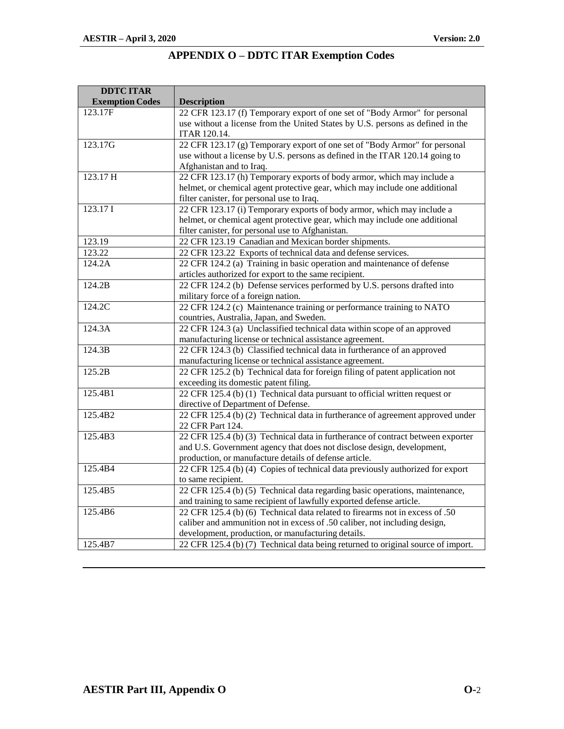# APPENDIX O – DDTC ITAR Exemption Codes

| DDTC ITAR Exemption Codes | Description |
|---|---|
| 123.17F | 22 CFR 123.17 (f) Temporary export of one set of "Body Armor" for personal use without a license from the United States by U.S. persons as defined in the ITAR 120.14. |
| 123.17G | 22 CFR 123.17 (g) Temporary export of one set of "Body Armor" for personal use without a license by U.S. persons as defined in the ITAR 120.14 going to Afghanistan and to Iraq. |
| 123.17 H | 22 CFR 123.17 (h) Temporary exports of body armor, which may include a helmet, or chemical agent protective gear, which may include one additional filter canister, for personal use to Iraq. |
| 123.17 I | 22 CFR 123.17 (i) Temporary exports of body armor, which may include a helmet, or chemical agent protective gear, which may include one additional filter canister, for personal use to Afghanistan. |
| 123.19 | 22 CFR 123.19 Canadian and Mexican border shipments. |
| 123.22 | 22 CFR 123.22 Exports of technical data and defense services. |
| 124.2A | 22 CFR 124.2 (a) Training in basic operation and maintenance of defense articles authorized for export to the same recipient. |
| 124.2B | 22 CFR 124.2 (b) Defense services performed by U.S. persons drafted into military force of a foreign nation. |
| 124.2C | 22 CFR 124.2 (c) Maintenance training or performance training to NATO countries, Australia, Japan, and Sweden. |
| 124.3A | 22 CFR 124.3 (a) Unclassified technical data within scope of an approved manufacturing license or technical assistance agreement. |
| 124.3B | 22 CFR 124.3 (b) Classified technical data in furtherance of an approved manufacturing license or technical assistance agreement. |
| 125.2B | 22 CFR 125.2 (b) Technical data for foreign filing of patent application not exceeding its domestic patent filing. |
| 125.4B1 | 22 CFR 125.4 (b) (1) Technical data pursuant to official written request or directive of Department of Defense. |
| 125.4B2 | 22 CFR 125.4 (b) (2) Technical data in furtherance of agreement approved under 22 CFR Part 124. |
| 125.4B3 | 22 CFR 125.4 (b) (3) Technical data in furtherance of contract between exporter and U.S. Government agency that does not disclose design, development, production, or manufacture details of defense article. |
| 125.4B4 | 22 CFR 125.4 (b) (4) Copies of technical data previously authorized for export to same recipient. |
| 125.4B5 | 22 CFR 125.4 (b) (5) Technical data regarding basic operations, maintenance, and training to same recipient of lawfully exported defense article. |
| 125.4B6 | 22 CFR 125.4 (b) (6) Technical data related to firearms not in excess of .50 caliber and ammunition not in excess of .50 caliber, not including design, development, production, or manufacturing details. |
| 125.4B7 | 22 CFR 125.4 (b) (7) Technical data being returned to original source of import. |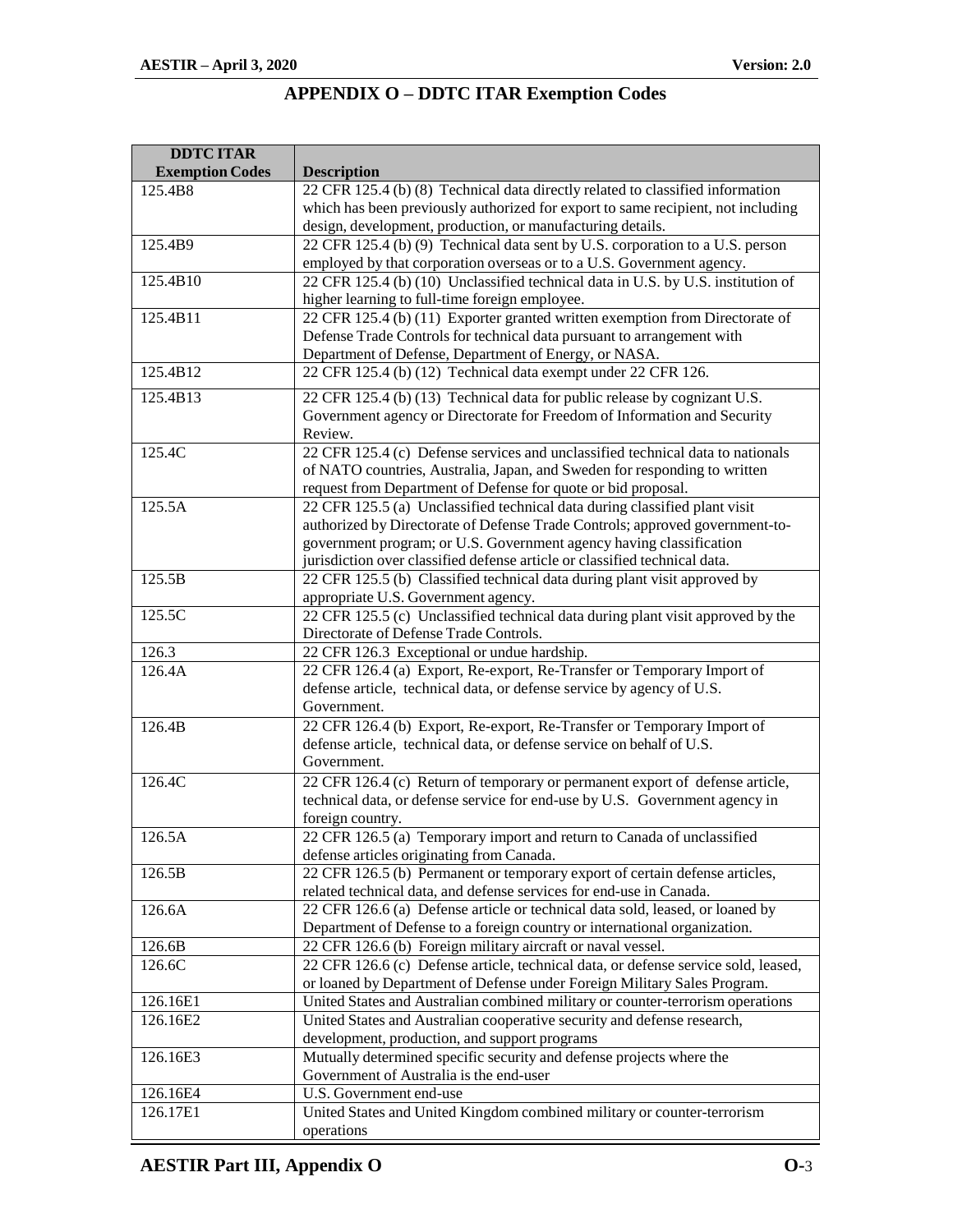# APPENDIX O – DDTC ITAR Exemption Codes

| DDTC ITAR Exemption Codes | Description |
|---|---|
| 125.4B8 | 22 CFR 125.4 (b) (8) Technical data directly related to classified information which has been previously authorized for export to same recipient, not including design, development, production, or manufacturing details. |
| 125.4B9 | 22 CFR 125.4 (b) (9) Technical data sent by U.S. corporation to a U.S. person employed by that corporation overseas or to a U.S. Government agency. |
| 125.4B10 | 22 CFR 125.4 (b) (10) Unclassified technical data in U.S. by U.S. institution of higher learning to full-time foreign employee. |
| 125.4B11 | 22 CFR 125.4 (b) (11) Exporter granted written exemption from Directorate of Defense Trade Controls for technical data pursuant to arrangement with Department of Defense, Department of Energy, or NASA. |
| 125.4B12 | 22 CFR 125.4 (b) (12) Technical data exempt under 22 CFR 126. |
| 125.4B13 | 22 CFR 125.4 (b) (13) Technical data for public release by cognizant U.S. Government agency or Directorate for Freedom of Information and Security Review. |
| 125.4C | 22 CFR 125.4 (c) Defense services and unclassified technical data to nationals of NATO countries, Australia, Japan, and Sweden for responding to written request from Department of Defense for quote or bid proposal. |
| 125.5A | 22 CFR 125.5 (a) Unclassified technical data during classified plant visit authorized by Directorate of Defense Trade Controls; approved government-to-government program; or U.S. Government agency having classification jurisdiction over classified defense article or classified technical data. |
| 125.5B | 22 CFR 125.5 (b) Classified technical data during plant visit approved by appropriate U.S. Government agency. |
| 125.5C | 22 CFR 125.5 (c) Unclassified technical data during plant visit approved by the Directorate of Defense Trade Controls. |
| 126.3 | 22 CFR 126.3 Exceptional or undue hardship. |
| 126.4A | 22 CFR 126.4 (a) Export, Re-export, Re-Transfer or Temporary Import of defense article, technical data, or defense service by agency of U.S. Government. |
| 126.4B | 22 CFR 126.4 (b) Export, Re-export, Re-Transfer or Temporary Import of defense article, technical data, or defense service on behalf of U.S. Government. |
| 126.4C | 22 CFR 126.4 (c) Return of temporary or permanent export of defense article, technical data, or defense service for end-use by U.S. Government agency in foreign country. |
| 126.5A | 22 CFR 126.5 (a) Temporary import and return to Canada of unclassified defense articles originating from Canada. |
| 126.5B | 22 CFR 126.5 (b) Permanent or temporary export of certain defense articles, related technical data, and defense services for end-use in Canada. |
| 126.6A | 22 CFR 126.6 (a) Defense article or technical data sold, leased, or loaned by Department of Defense to a foreign country or international organization. |
| 126.6B | 22 CFR 126.6 (b) Foreign military aircraft or naval vessel. |
| 126.6C | 22 CFR 126.6 (c) Defense article, technical data, or defense service sold, leased, or loaned by Department of Defense under Foreign Military Sales Program. |
| 126.16E1 | United States and Australian combined military or counter-terrorism operations |
| 126.16E2 | United States and Australian cooperative security and defense research, development, production, and support programs |
| 126.16E3 | Mutually determined specific security and defense projects where the Government of Australia is the end-user |
| 126.16E4 | U.S. Government end-use |
| 126.17E1 | United States and United Kingdom combined military or counter-terrorism operations |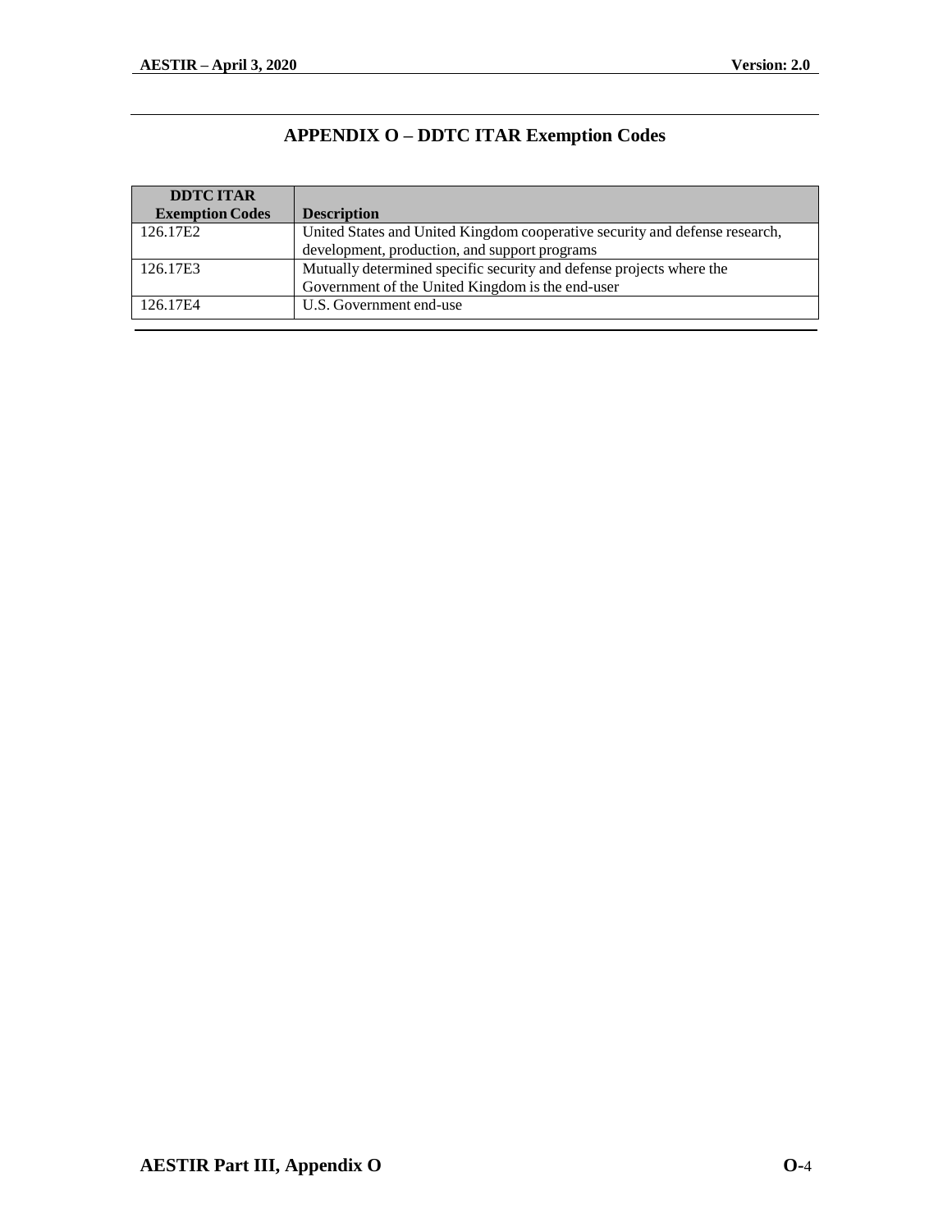# APPENDIX O – DDTC ITAR Exemption Codes

| DDTC ITAR Exemption Codes | Description |
|---|---|
| 126.17E2 | United States and United Kingdom cooperative security and defense research, development, production, and support programs |
| 126.17E3 | Mutually determined specific security and defense projects where the Government of the United Kingdom is the end-user |
| 126.17E4 | U.S. Government end-use |